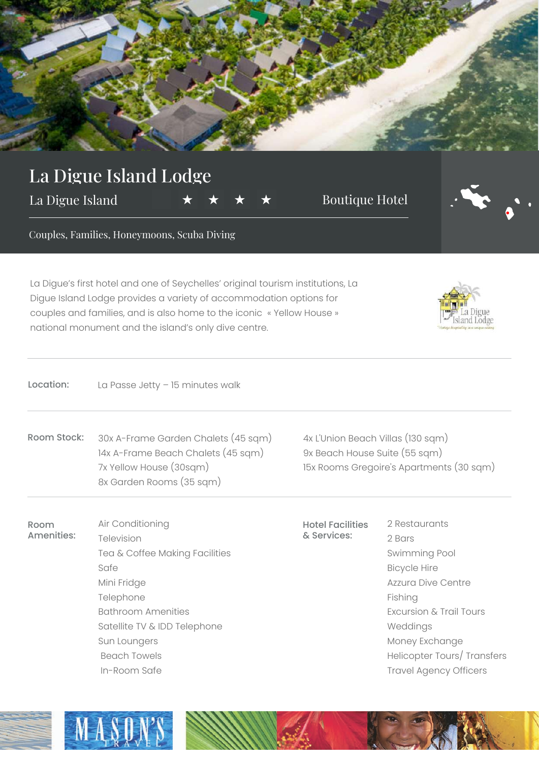# La Digue Island Lodge

La Digue Island ★ ★ ★ ★ Boutique Hotel

Couples, Families, Honeymoons, Scuba Diving

La Digue's first hotel and one of Seychelles' original tourism institutions, La Digue Island Lodge provides a variety of accommodation options for couples and families, and is also home to the iconic « Yellow House » national monument and the island's only dive centre.

**Location:** La Passe Jetty – 15 minutes walk

**Room Stock:**

- 30x A-Frame Garden Chalets (45 sqm)
- 14x A-Frame Beach Chalets (45 sqm)
- 7x Yellow House (30sqm)
- 8x Garden Rooms (35 sqm)
- 4x L'Union Beach Villas (130 sqm)
- 9x Beach House Suite (55 sqm)
- 15x Rooms Gregoire's Apartments (30 sqm)

**Room Amenities:**

- Air Conditioning
- Television
- Tea & Coffee Making Facilities
- Safe
- Mini Fridge
- Telephone
- Bathroom Amenities
- Satellite TV & IDD Telephone
- Sun Loungers
- Beach Towels
- In-Room Safe

**Hotel Facilities & Services:**

- 2 Restaurants
- 2 Bars
- Swimming Pool
- Bicycle Hire
- Azzura Dive Centre
- Fishing
- Excursion & Trail Tours
- Weddings
- Money Exchange
- Helicopter Tours/ Transfers
- Travel Agency Officers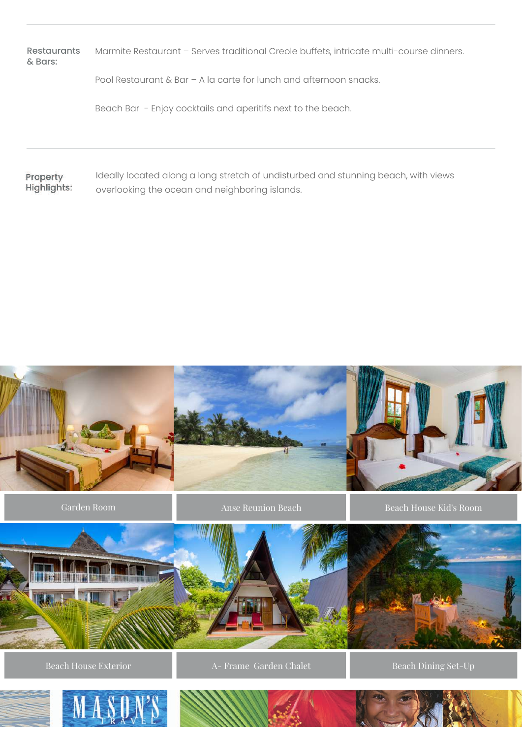**Restaurants & Bars:**

Marmite Restaurant – Serves traditional Creole buffets, intricate multi-course dinners.

Pool Restaurant & Bar – A la carte for lunch and afternoon snacks.

Beach Bar - Enjoy cocktails and aperitifs next to the beach.

**Property Highlights:**

Ideally located along a long stretch of undisturbed and stunning beach, with views overlooking the ocean and neighboring islands.

Garden Room

Anse Reunion Beach

Beach House Kid's Room

Beach House Exterior

A- Frame Garden Chalet

Beach Dining Set-Up

MASON'S TRAVEL